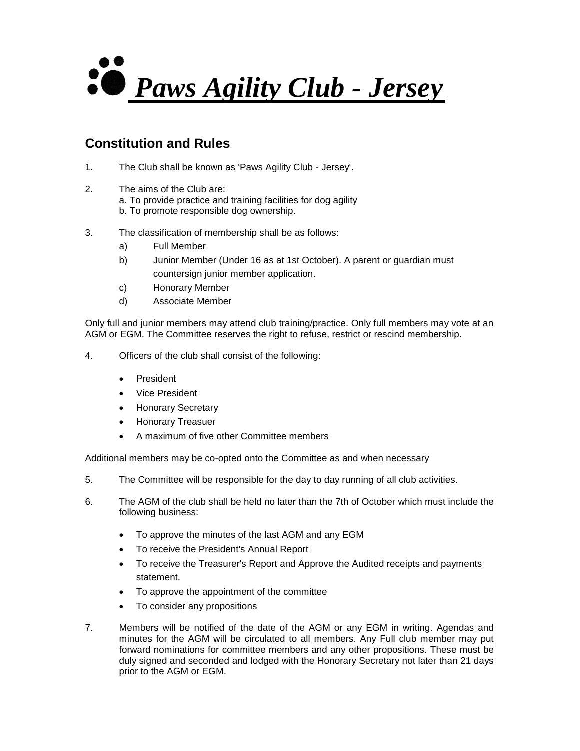# *Paws Agility Club - Jersey*

## Constitution and Rules

1. The Club shall be known as 'Paws Agility Club - Jersey'.

2. The aims of the Club are:
   a. To provide practice and training facilities for dog agility
   b. To promote responsible dog ownership.

3. The classification of membership shall be as follows:
   a) Full Member
   b) Junior Member (Under 16 as at 1st October). A parent or guardian must countersign junior member application.
   c) Honorary Member
   d) Associate Member

Only full and junior members may attend club training/practice. Only full members may vote at an AGM or EGM. The Committee reserves the right to refuse, restrict or rescind membership.

4. Officers of the club shall consist of the following:

   - President
   - Vice President
   - Honorary Secretary
   - Honorary Treasuer
   - A maximum of five other Committee members

Additional members may be co-opted onto the Committee as and when necessary

5. The Committee will be responsible for the day to day running of all club activities.

6. The AGM of the club shall be held no later than the 7th of October which must include the following business:

   - To approve the minutes of the last AGM and any EGM
   - To receive the President's Annual Report
   - To receive the Treasurer's Report and Approve the Audited receipts and payments statement.
   - To approve the appointment of the committee
   - To consider any propositions

7. Members will be notified of the date of the AGM or any EGM in writing. Agendas and minutes for the AGM will be circulated to all members. Any Full club member may put forward nominations for committee members and any other propositions. These must be duly signed and seconded and lodged with the Honorary Secretary not later than 21 days prior to the AGM or EGM.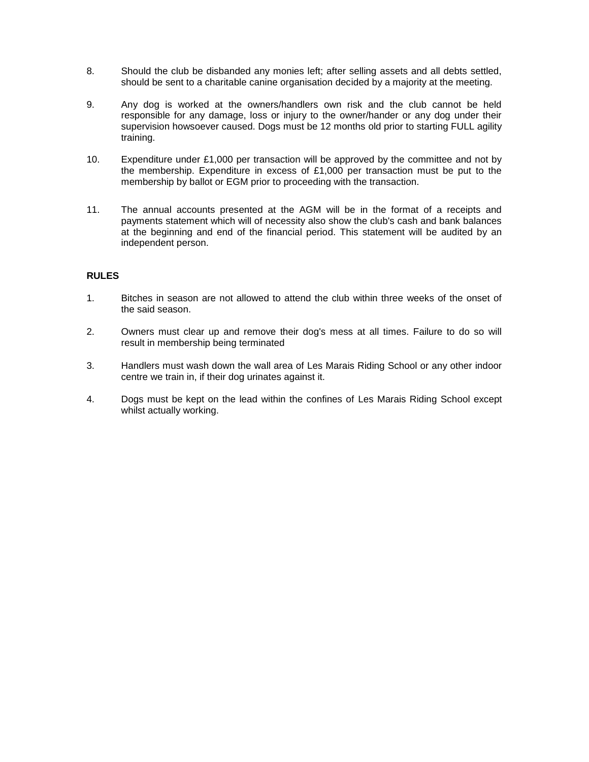8. Should the club be disbanded any monies left; after selling assets and all debts settled, should be sent to a charitable canine organisation decided by a majority at the meeting.

9. Any dog is worked at the owners/handlers own risk and the club cannot be held responsible for any damage, loss or injury to the owner/hander or any dog under their supervision howsoever caused. Dogs must be 12 months old prior to starting FULL agility training.

10. Expenditure under £1,000 per transaction will be approved by the committee and not by the membership. Expenditure in excess of £1,000 per transaction must be put to the membership by ballot or EGM prior to proceeding with the transaction.

11. The annual accounts presented at the AGM will be in the format of a receipts and payments statement which will of necessity also show the club's cash and bank balances at the beginning and end of the financial period. This statement will be audited by an independent person.

**RULES**

1. Bitches in season are not allowed to attend the club within three weeks of the onset of the said season.

2. Owners must clear up and remove their dog's mess at all times. Failure to do so will result in membership being terminated

3. Handlers must wash down the wall area of Les Marais Riding School or any other indoor centre we train in, if their dog urinates against it.

4. Dogs must be kept on the lead within the confines of Les Marais Riding School except whilst actually working.